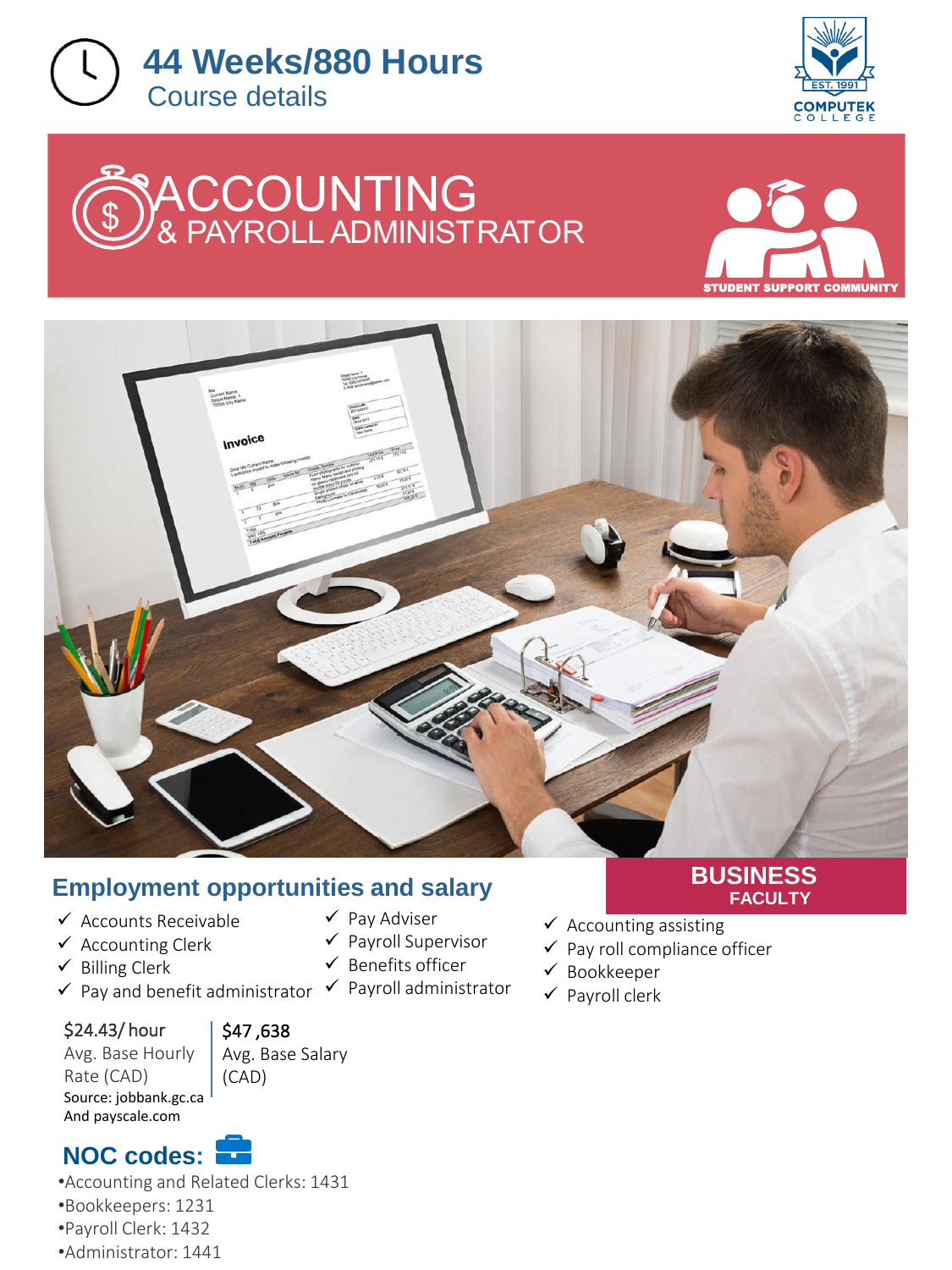# 44 Weeks/880 Hours

Course details

EST. 1991

COMPUTEK COLLEGE

# ACCOUNTING & PAYROLL ADMINISTRATOR

STUDENT SUPPORT COMMUNITY

**BUSINESS FACULTY**

## Employment opportunities and salary

- ✓ Accounts Receivable
- ✓ Accounting Clerk
- ✓ Billing Clerk
- ✓ Pay and benefit administrator
- ✓ Pay Adviser
- ✓ Payroll Supervisor
- ✓ Benefits officer
- ✓ Payroll administrator
- ✓ Accounting assisting
- ✓ Pay roll compliance officer
- ✓ Bookkeeper
- ✓ Payroll clerk

$24.43/ hour
Avg. Base Hourly Rate (CAD)

$47 ,638
Avg. Base Salary (CAD)

Source: jobbank.gc.ca And payscale.com

## NOC codes:

- Accounting and Related Clerks: 1431
- Bookkeepers: 1231
- Payroll Clerk: 1432
- Administrator: 1441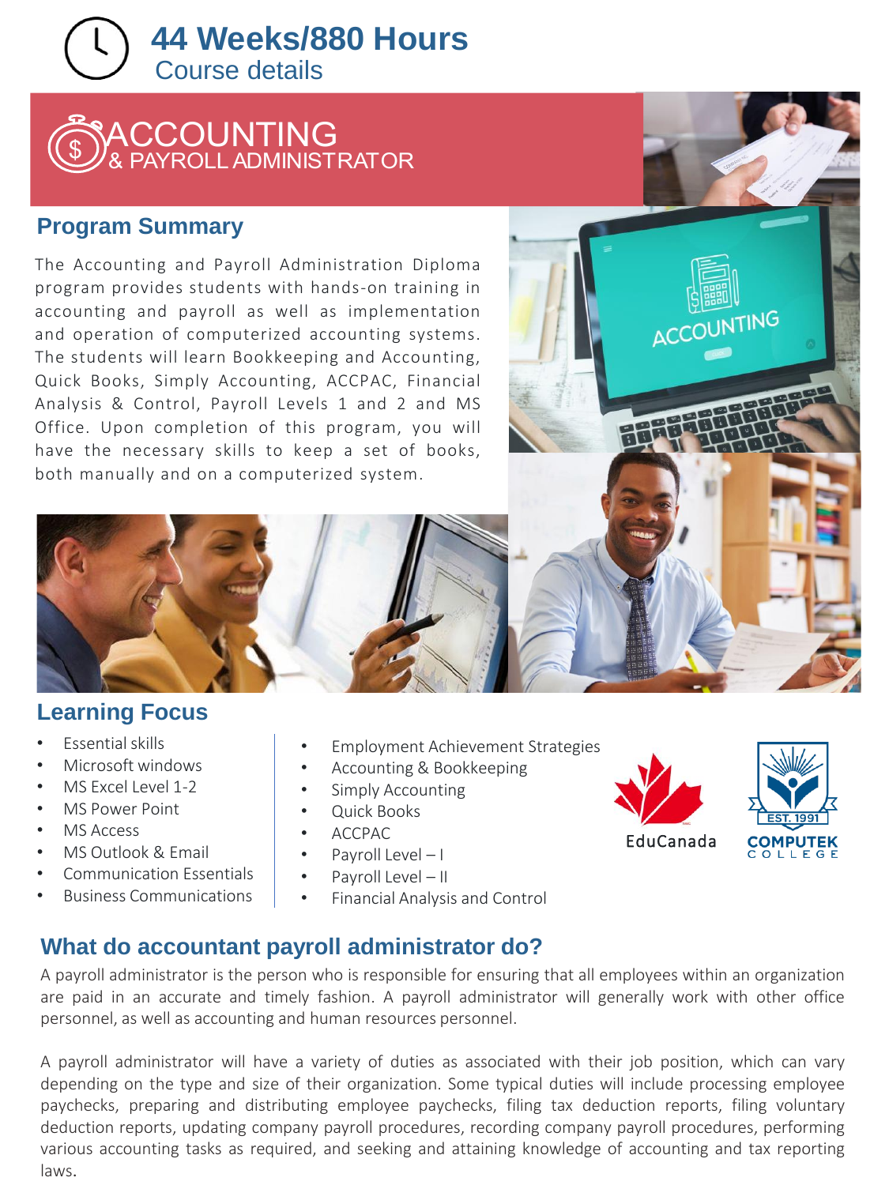# 44 Weeks/880 Hours

Course details

## ACCOUNTING & PAYROLL ADMINISTRATOR

### Program Summary

The Accounting and Payroll Administration Diploma program provides students with hands-on training in accounting and payroll as well as implementation and operation of computerized accounting systems. The students will learn Bookkeeping and Accounting, Quick Books, Simply Accounting, ACCPAC, Financial Analysis & Control, Payroll Levels 1 and 2 and MS Office. Upon completion of this program, you will have the necessary skills to keep a set of books, both manually and on a computerized system.

### Learning Focus

- Essential skills
- Microsoft windows
- MS Excel Level 1-2
- MS Power Point
- MS Access
- MS Outlook & Email
- Communication Essentials
- Business Communications
- Employment Achievement Strategies
- Accounting & Bookkeeping
- Simply Accounting
- Quick Books
- ACCPAC
- Payroll Level – I
- Payroll Level – II
- Financial Analysis and Control

EduCanada

EST. 1991
COMPUTEK COLLEGE

### What do accountant payroll administrator do?

A payroll administrator is the person who is responsible for ensuring that all employees within an organization are paid in an accurate and timely fashion. A payroll administrator will generally work with other office personnel, as well as accounting and human resources personnel.

A payroll administrator will have a variety of duties as associated with their job position, which can vary depending on the type and size of their organization. Some typical duties will include processing employee paychecks, preparing and distributing employee paychecks, filing tax deduction reports, filing voluntary deduction reports, updating company payroll procedures, recording company payroll procedures, performing various accounting tasks as required, and seeking and attaining knowledge of accounting and tax reporting laws.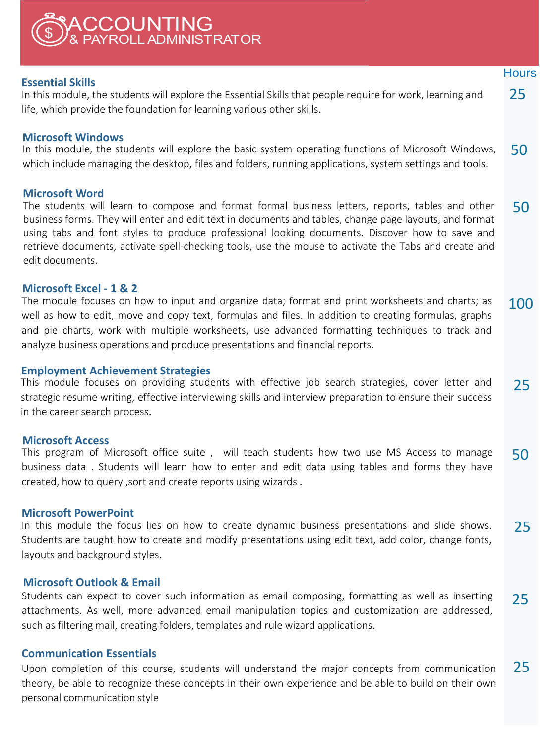# ACCOUNTING
## & PAYROLL ADMINISTRATOR

Hours

### Essential Skills

In this module, the students will explore the Essential Skills that people require for work, learning and life, which provide the foundation for learning various other skills.

25

### Microsoft Windows

In this module, the students will explore the basic system operating functions of Microsoft Windows, which include managing the desktop, files and folders, running applications, system settings and tools.

50

### Microsoft Word

The students will learn to compose and format formal business letters, reports, tables and other business forms. They will enter and edit text in documents and tables, change page layouts, and format using tabs and font styles to produce professional looking documents. Discover how to save and retrieve documents, activate spell-checking tools, use the mouse to activate the Tabs and create and edit documents.

50

### Microsoft Excel - 1 & 2

The module focuses on how to input and organize data; format and print worksheets and charts; as well as how to edit, move and copy text, formulas and files. In addition to creating formulas, graphs and pie charts, work with multiple worksheets, use advanced formatting techniques to track and analyze business operations and produce presentations and financial reports.

100

### Employment Achievement Strategies

This module focuses on providing students with effective job search strategies, cover letter and strategic resume writing, effective interviewing skills and interview preparation to ensure their success in the career search process.

25

### Microsoft Access

This program of Microsoft office suite , will teach students how two use MS Access to manage business data . Students will learn how to enter and edit data using tables and forms they have created, how to query ,sort and create reports using wizards .

50

### Microsoft PowerPoint

In this module the focus lies on how to create dynamic business presentations and slide shows. Students are taught how to create and modify presentations using edit text, add color, change fonts, layouts and background styles.

25

### Microsoft Outlook & Email

Students can expect to cover such information as email composing, formatting as well as inserting attachments. As well, more advanced email manipulation topics and customization are addressed, such as filtering mail, creating folders, templates and rule wizard applications.

25

### Communication Essentials

Upon completion of this course, students will understand the major concepts from communication theory, be able to recognize these concepts in their own experience and be able to build on their own personal communication style

25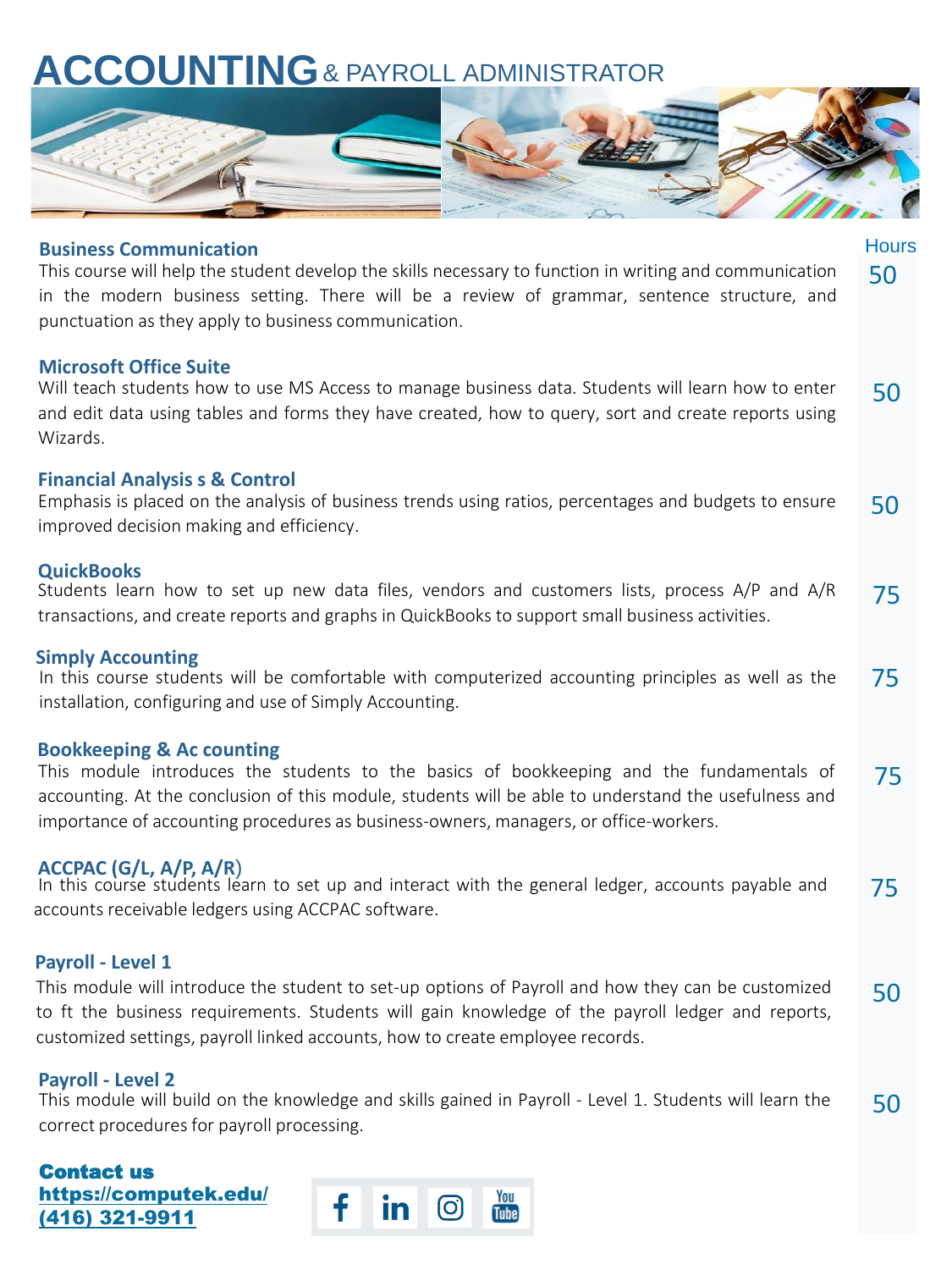# ACCOUNTING & PAYROLL ADMINISTRATOR

Hours

### Business Communication

This course will help the student develop the skills necessary to function in writing and communication in the modern business setting. There will be a review of grammar, sentence structure, and punctuation as they apply to business communication.

50

### Microsoft Office Suite

Will teach students how to use MS Access to manage business data. Students will learn how to enter and edit data using tables and forms they have created, how to query, sort and create reports using Wizards.

50

### Financial Analysis s & Control

Emphasis is placed on the analysis of business trends using ratios, percentages and budgets to ensure improved decision making and efficiency.

50

### QuickBooks

Students learn how to set up new data files, vendors and customers lists, process A/P and A/R transactions, and create reports and graphs in QuickBooks to support small business activities.

75

### Simply Accounting

In this course students will be comfortable with computerized accounting principles as well as the installation, configuring and use of Simply Accounting.

75

### Bookkeeping & Ac counting

This module introduces the students to the basics of bookkeeping and the fundamentals of accounting. At the conclusion of this module, students will be able to understand the usefulness and importance of accounting procedures as business-owners, managers, or office-workers.

75

### ACCPAC (G/L, A/P, A/R)

In this course students learn to set up and interact with the general ledger, accounts payable and accounts receivable ledgers using ACCPAC software.

75

### Payroll - Level 1

This module will introduce the student to set-up options of Payroll and how they can be customized to ft the business requirements. Students will gain knowledge of the payroll ledger and reports, customized settings, payroll linked accounts, how to create employee records.

50

### Payroll - Level 2

This module will build on the knowledge and skills gained in Payroll - Level 1. Students will learn the correct procedures for payroll processing.

50

**Contact us**
**https://computek.edu/**
**(416) 321-9911**